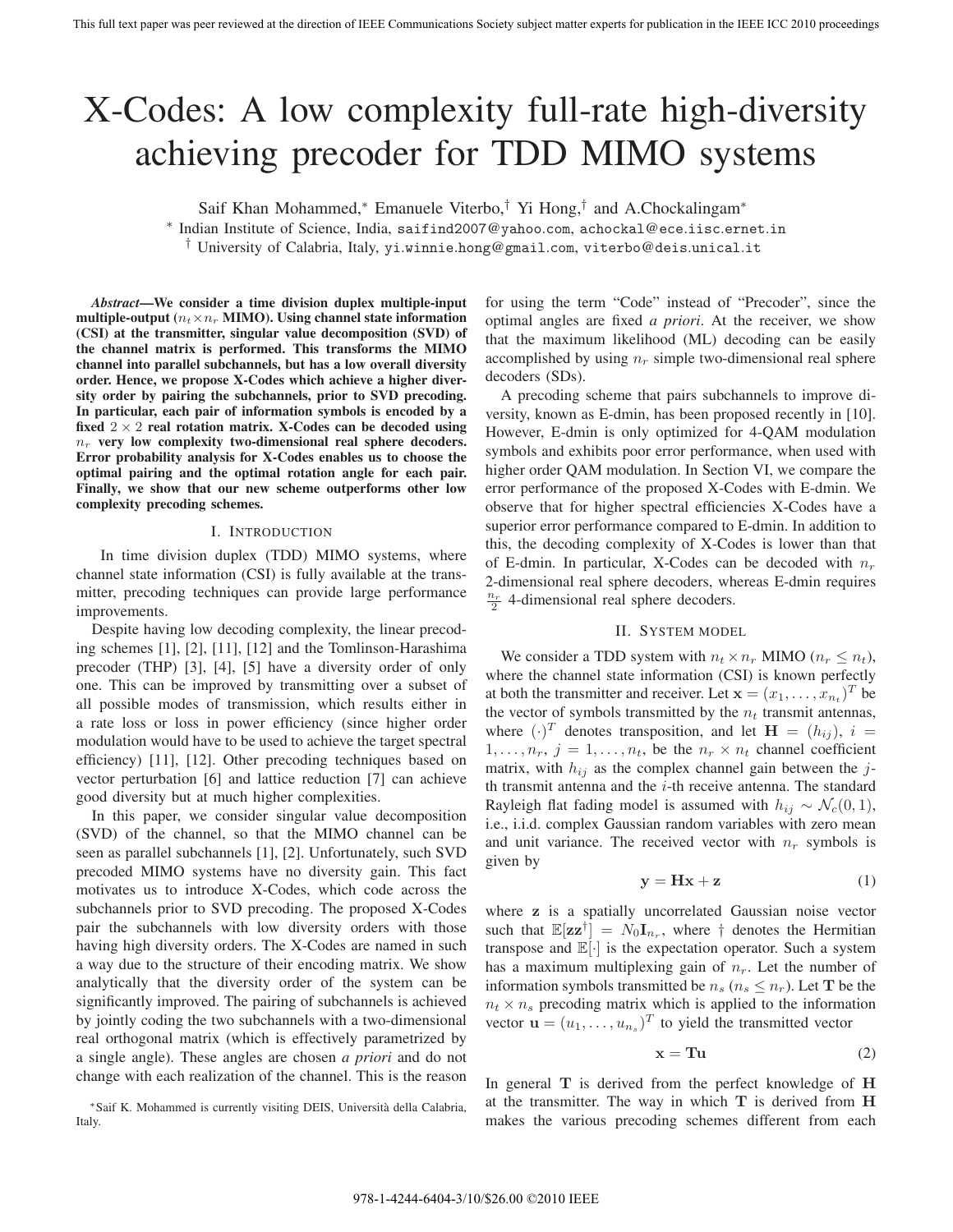# X-Codes: A low complexity full-rate high-diversity achieving precoder for TDD MIMO systems

Saif Khan Mohammed,* Emanuele Viterbo,† Yi Hong,† and A.Chockalingam*

* Indian Institute of Science, India, saifind2007@yahoo.com, achockal@ece.iisc.ernet.in

† University of Calabria, Italy, yi.winnie.hong@gmail.com, viterbo@deis.unical.it

***Abstract*—We consider a time division duplex multiple-input multiple-output ($n_t \times n_r$ MIMO). Using channel state information (CSI) at the transmitter, singular value decomposition (SVD) of the channel matrix is performed. This transforms the MIMO channel into parallel subchannels, but has a low overall diversity order. Hence, we propose X-Codes which achieve a higher diversity order by pairing the subchannels, prior to SVD precoding. In particular, each pair of information symbols is encoded by a fixed $2 \times 2$ real rotation matrix. X-Codes can be decoded using $n_r$ very low complexity two-dimensional real sphere decoders. Error probability analysis for X-Codes enables us to choose the optimal pairing and the optimal rotation angle for each pair. Finally, we show that our new scheme outperforms other low complexity precoding schemes.**

## I. Introduction

In time division duplex (TDD) MIMO systems, where channel state information (CSI) is fully available at the transmitter, precoding techniques can provide large performance improvements.

Despite having low decoding complexity, the linear precoding schemes [1], [2], [11], [12] and the Tomlinson-Harashima precoder (THP) [3], [4], [5] have a diversity order of only one. This can be improved by transmitting over a subset of all possible modes of transmission, which results either in a rate loss or loss in power efficiency (since higher order modulation would have to be used to achieve the target spectral efficiency) [11], [12]. Other precoding techniques based on vector perturbation [6] and lattice reduction [7] can achieve good diversity but at much higher complexities.

In this paper, we consider singular value decomposition (SVD) of the channel, so that the MIMO channel can be seen as parallel subchannels [1], [2]. Unfortunately, such SVD precoded MIMO systems have no diversity gain. This fact motivates us to introduce X-Codes, which code across the subchannels prior to SVD precoding. The proposed X-Codes pair the subchannels with low diversity orders with those having high diversity orders. The X-Codes are named in such a way due to the structure of their encoding matrix. We show analytically that the diversity order of the system can be significantly improved. The pairing of subchannels is achieved by jointly coding the two subchannels with a two-dimensional real orthogonal matrix (which is effectively parametrized by a single angle). These angles are chosen *a priori* and do not change with each realization of the channel. This is the reason for using the term "Code" instead of "Precoder", since the optimal angles are fixed *a priori*. At the receiver, we show that the maximum likelihood (ML) decoding can be easily accomplished by using $n_r$ simple two-dimensional real sphere decoders (SDs).

A precoding scheme that pairs subchannels to improve diversity, known as E-dmin, has been proposed recently in [10]. However, E-dmin is only optimized for 4-QAM modulation symbols and exhibits poor error performance, when used with higher order QAM modulation. In Section VI, we compare the error performance of the proposed X-Codes with E-dmin. We observe that for higher spectral efficiencies X-Codes have a superior error performance compared to E-dmin. In addition to this, the decoding complexity of X-Codes is lower than that of E-dmin. In particular, X-Codes can be decoded with $n_r$ 2-dimensional real sphere decoders, whereas E-dmin requires $\frac{n_r}{2}$ 4-dimensional real sphere decoders.

## II. System model

We consider a TDD system with $n_t \times n_r$ MIMO ($n_r \leq n_t$), where the channel state information (CSI) is known perfectly at both the transmitter and receiver. Let $\mathbf{x} = (x_1, \ldots, x_{n_t})^T$ be the vector of symbols transmitted by the $n_t$ transmit antennas, where $(\cdot)^T$ denotes transposition, and let $\mathbf{H} = (h_{ij})$, $i = 1, \ldots, n_r$, $j = 1, \ldots, n_t$, be the $n_r \times n_t$ channel coefficient matrix, with $h_{ij}$ as the complex channel gain between the $j$-th transmit antenna and the $i$-th receive antenna. The standard Rayleigh flat fading model is assumed with $h_{ij} \sim \mathcal{N}_c(0, 1)$, i.e., i.i.d. complex Gaussian random variables with zero mean and unit variance. The received vector with $n_r$ symbols is given by

$$\mathbf{y} = \mathbf{H}\mathbf{x} + \mathbf{z} \tag{1}$$

where $\mathbf{z}$ is a spatially uncorrelated Gaussian noise vector such that $\mathbb{E}[\mathbf{z}\mathbf{z}^\dagger] = N_0 \mathbf{I}_{n_r}$, where $\dagger$ denotes the Hermitian transpose and $\mathbb{E}[\cdot]$ is the expectation operator. Such a system has a maximum multiplexing gain of $n_r$. Let the number of information symbols transmitted be $n_s$ ($n_s \leq n_r$). Let $\mathbf{T}$ be the $n_t \times n_s$ precoding matrix which is applied to the information vector $\mathbf{u} = (u_1, \ldots, u_{n_s})^T$ to yield the transmitted vector

$$\mathbf{x} = \mathbf{T}\mathbf{u} \tag{2}$$

In general $\mathbf{T}$ is derived from the perfect knowledge of $\mathbf{H}$ at the transmitter. The way in which $\mathbf{T}$ is derived from $\mathbf{H}$ makes the various precoding schemes different from each

*Saif K. Mohammed is currently visiting DEIS, Università della Calabria, Italy.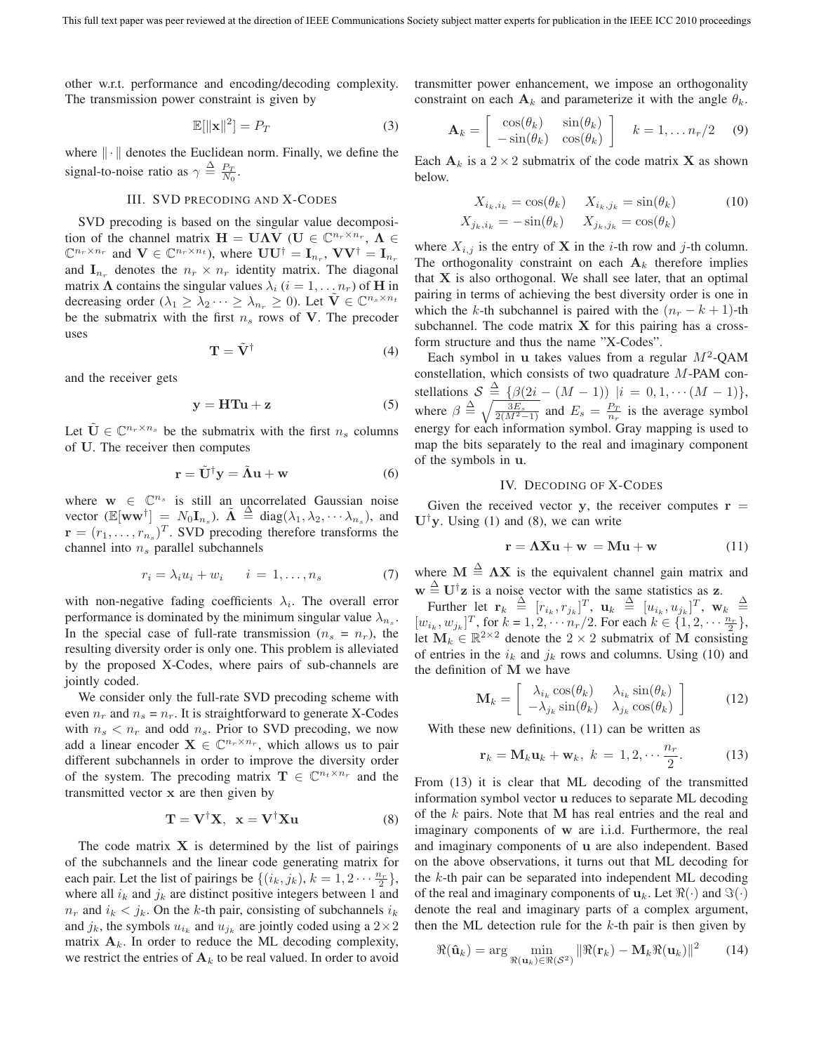other w.r.t. performance and encoding/decoding complexity. The transmission power constraint is given by

$$\mathbb{E}[\|\mathbf{x}\|^2] = P_T \tag{3}$$

where $\|\cdot\|$ denotes the Euclidean norm. Finally, we define the signal-to-noise ratio as $\gamma \stackrel{\Delta}{=} \frac{P_T}{N_0}$.

## III. SVD Precoding and X-Codes

SVD precoding is based on the singular value decomposition of the channel matrix $\mathbf{H} = \mathbf{U\Lambda V}$ ($\mathbf{U} \in \mathbb{C}^{n_r \times n_r}$, $\mathbf{\Lambda} \in \mathbb{C}^{n_r \times n_r}$ and $\mathbf{V} \in \mathbb{C}^{n_r \times n_t}$), where $\mathbf{UU}^\dagger = \mathbf{I}_{n_r}$, $\mathbf{VV}^\dagger = \mathbf{I}_{n_r}$ and $\mathbf{I}_{n_r}$ denotes the $n_r \times n_r$ identity matrix. The diagonal matrix $\mathbf{\Lambda}$ contains the singular values $\lambda_i$ ($i = 1, \ldots n_r$) of $\mathbf{H}$ in decreasing order ($\lambda_1 \geq \lambda_2 \cdots \geq \lambda_{n_r} \geq 0$). Let $\tilde{\mathbf{V}} \in \mathbb{C}^{n_s \times n_t}$ be the submatrix with the first $n_s$ rows of $\mathbf{V}$. The precoder uses

$$\mathbf{T} = \tilde{\mathbf{V}}^\dagger \tag{4}$$

and the receiver gets

$$\mathbf{y} = \mathbf{HTu} + \mathbf{z} \tag{5}$$

Let $\tilde{\mathbf{U}} \in \mathbb{C}^{n_r \times n_s}$ be the submatrix with the first $n_s$ columns of $\mathbf{U}$. The receiver then computes

$$\mathbf{r} = \tilde{\mathbf{U}}^\dagger \mathbf{y} = \tilde{\mathbf{\Lambda}}\mathbf{u} + \mathbf{w} \tag{6}$$

where $\mathbf{w} \in \mathbb{C}^{n_s}$ is still an uncorrelated Gaussian noise vector ($\mathbb{E}[\mathbf{ww}^\dagger] = N_0 \mathbf{I}_{n_s}$). $\tilde{\mathbf{\Lambda}} \stackrel{\Delta}{=} \mathrm{diag}(\lambda_1, \lambda_2, \cdots \lambda_{n_s})$, and $\mathbf{r} = (r_1, \ldots, r_{n_s})^T$. SVD precoding therefore transforms the channel into $n_s$ parallel subchannels

$$r_i = \lambda_i u_i + w_i \qquad i = 1, \ldots, n_s \tag{7}$$

with non-negative fading coefficients $\lambda_i$. The overall error performance is dominated by the minimum singular value $\lambda_{n_s}$. In the special case of full-rate transmission ($n_s = n_r$), the resulting diversity order is only one. This problem is alleviated by the proposed X-Codes, where pairs of sub-channels are jointly coded.

We consider only the full-rate SVD precoding scheme with even $n_r$ and $n_s = n_r$. It is straightforward to generate X-Codes with $n_s < n_r$ and odd $n_s$. Prior to SVD precoding, we now add a linear encoder $\mathbf{X} \in \mathbb{C}^{n_r \times n_r}$, which allows us to pair different subchannels in order to improve the diversity order of the system. The precoding matrix $\mathbf{T} \in \mathbb{C}^{n_t \times n_r}$ and the transmitted vector $\mathbf{x}$ are then given by

$$\mathbf{T} = \mathbf{V}^\dagger \mathbf{X}, \;\; \mathbf{x} = \mathbf{V}^\dagger \mathbf{X} \mathbf{u} \tag{8}$$

The code matrix $\mathbf{X}$ is determined by the list of pairings of the subchannels and the linear code generating matrix for each pair. Let the list of pairings be $\{(i_k, j_k), k = 1, 2 \cdots \frac{n_r}{2}\}$, where all $i_k$ and $j_k$ are distinct positive integers between 1 and $n_r$ and $i_k < j_k$. On the $k$-th pair, consisting of subchannels $i_k$ and $j_k$, the symbols $u_{i_k}$ and $u_{j_k}$ are jointly coded using a $2 \times 2$ matrix $\mathbf{A}_k$. In order to reduce the ML decoding complexity, we restrict the entries of $\mathbf{A}_k$ to be real valued. In order to avoid transmitter power enhancement, we impose an orthogonality constraint on each $\mathbf{A}_k$ and parameterize it with the angle $\theta_k$.

$$\mathbf{A}_k = \begin{bmatrix} \cos(\theta_k) & \sin(\theta_k) \\ -\sin(\theta_k) & \cos(\theta_k) \end{bmatrix} \quad k = 1, \ldots n_r/2 \tag{9}$$

Each $\mathbf{A}_k$ is a $2 \times 2$ submatrix of the code matrix $\mathbf{X}$ as shown below.

$$\begin{aligned} X_{i_k, i_k} &= \cos(\theta_k) \quad & X_{i_k, j_k} &= \sin(\theta_k) \\ X_{j_k, i_k} &= -\sin(\theta_k) \quad & X_{j_k, j_k} &= \cos(\theta_k) \end{aligned} \tag{10}$$

where $X_{i,j}$ is the entry of $\mathbf{X}$ in the $i$-th row and $j$-th column. The orthogonality constraint on each $\mathbf{A}_k$ therefore implies that $\mathbf{X}$ is also orthogonal. We shall see later, that an optimal pairing in terms of achieving the best diversity order is one in which the $k$-th subchannel is paired with the $(n_r - k + 1)$-th subchannel. The code matrix $\mathbf{X}$ for this pairing has a cross-form structure and thus the name "X-Codes".

Each symbol in $\mathbf{u}$ takes values from a regular $M^2$-QAM constellation, which consists of two quadrature $M$-PAM constellations $\mathcal{S} \stackrel{\Delta}{=} \{\beta(2i - (M-1)) \; | i = 0, 1, \cdots (M-1)\}$, where $\beta \stackrel{\Delta}{=} \sqrt{\frac{3E_s}{2(M^2-1)}}$ and $E_s = \frac{P_T}{n_r}$ is the average symbol energy for each information symbol. Gray mapping is used to map the bits separately to the real and imaginary component of the symbols in $\mathbf{u}$.

## IV. Decoding of X-Codes

Given the received vector $\mathbf{y}$, the receiver computes $\mathbf{r} = \mathbf{U}^\dagger \mathbf{y}$. Using (1) and (8), we can write

$$\mathbf{r} = \mathbf{\Lambda X u} + \mathbf{w} = \mathbf{M u} + \mathbf{w} \tag{11}$$

where $\mathbf{M} \stackrel{\Delta}{=} \mathbf{\Lambda X}$ is the equivalent channel gain matrix and $\mathbf{w} \stackrel{\Delta}{=} \mathbf{U}^\dagger \mathbf{z}$ is a noise vector with the same statistics as $\mathbf{z}$.

Further let $\mathbf{r}_k \stackrel{\Delta}{=} [r_{i_k}, r_{j_k}]^T$, $\mathbf{u}_k \stackrel{\Delta}{=} [u_{i_k}, u_{j_k}]^T$, $\mathbf{w}_k \stackrel{\Delta}{=} [w_{i_k}, w_{j_k}]^T$, for $k = 1, 2, \cdots n_r/2$. For each $k \in \{1, 2, \cdots \frac{n_r}{2}\}$, let $\mathbf{M}_k \in \mathbb{R}^{2 \times 2}$ denote the $2 \times 2$ submatrix of $\mathbf{M}$ consisting of entries in the $i_k$ and $j_k$ rows and columns. Using (10) and the definition of $\mathbf{M}$ we have

$$\mathbf{M}_k = \begin{bmatrix} \lambda_{i_k} \cos(\theta_k) & \lambda_{i_k} \sin(\theta_k) \\ -\lambda_{j_k} \sin(\theta_k) & \lambda_{j_k} \cos(\theta_k) \end{bmatrix} \tag{12}$$

With these new definitions, (11) can be written as

$$\mathbf{r}_k = \mathbf{M}_k \mathbf{u}_k + \mathbf{w}_k, \;\; k = 1, 2, \cdots \frac{n_r}{2}. \tag{13}$$

From (13) it is clear that ML decoding of the transmitted information symbol vector $\mathbf{u}$ reduces to separate ML decoding of the $k$ pairs. Note that $\mathbf{M}$ has real entries and the real and imaginary components of $\mathbf{w}$ are i.i.d. Furthermore, the real and imaginary components of $\mathbf{u}$ are also independent. Based on the above observations, it turns out that ML decoding for the $k$-th pair can be separated into independent ML decoding of the real and imaginary components of $\mathbf{u}_k$. Let $\Re(\cdot)$ and $\Im(\cdot)$ denote the real and imaginary parts of a complex argument, then the ML detection rule for the $k$-th pair is then given by

$$\Re(\hat{\mathbf{u}}_k) = \arg \min_{\Re(\mathbf{u}_k) \in \Re(\mathcal{S}^2)} \|\Re(\mathbf{r}_k) - \mathbf{M}_k \Re(\mathbf{u}_k)\|^2 \tag{14}$$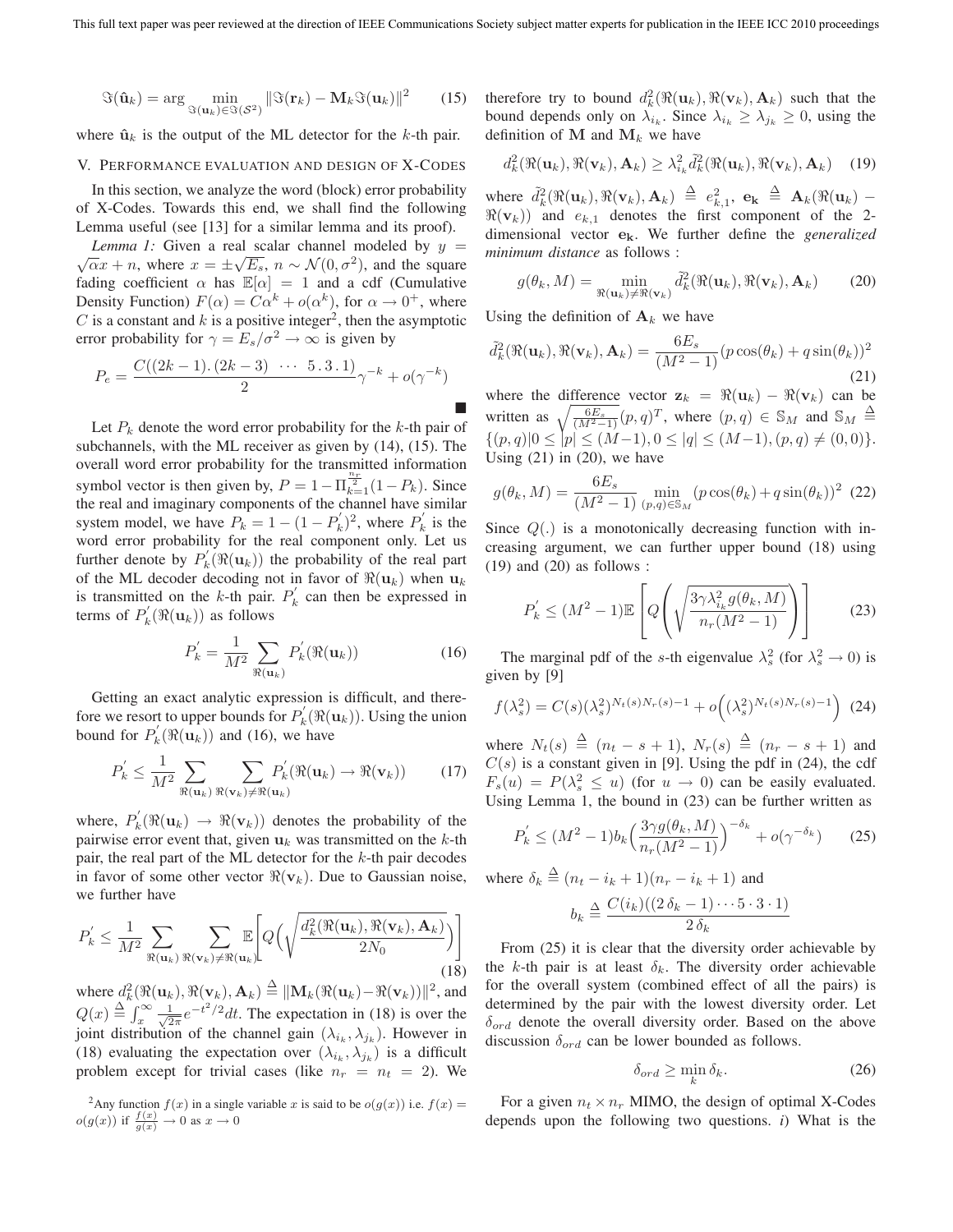$$\Im(\hat{\mathbf{u}}_k) = \arg \min_{\Im(\mathbf{u}_k) \in \Im(\mathcal{S}^2)} \|\Im(\mathbf{r}_k) - \mathbf{M}_k \Im(\mathbf{u}_k)\|^2 \quad (15)$$

where $\hat{\mathbf{u}}_k$ is the output of the ML detector for the $k$-th pair.

## V. Performance evaluation and design of X-Codes

In this section, we analyze the word (block) error probability of X-Codes. Towards this end, we shall find the following Lemma useful (see [13] for a similar lemma and its proof).

*Lemma 1:* Given a real scalar channel modeled by $y = \sqrt{\alpha}x + n$, where $x = \pm\sqrt{E_s}$, $n \sim \mathcal{N}(0, \sigma^2)$, and the square fading coefficient $\alpha$ has $\mathbb{E}[\alpha] = 1$ and a cdf (Cumulative Density Function) $F(\alpha) = C\alpha^k + o(\alpha^k)$, for $\alpha \to 0^+$, where $C$ is a constant and $k$ is a positive integer[2], then the asymptotic error probability for $\gamma = E_s/\sigma^2 \to \infty$ is given by

$$P_e = \frac{C((2k-1).(2k-3) \ \cdots \ 5.3.1)}{2}\gamma^{-k} + o(\gamma^{-k})$$

■

Let $P_k$ denote the word error probability for the $k$-th pair of subchannels, with the ML receiver as given by (14), (15). The overall word error probability for the transmitted information symbol vector is then given by, $P = 1 - \Pi_{k=1}^{\frac{n_r}{2}}(1 - P_k)$. Since the real and imaginary components of the channel have similar system model, we have $P_k = 1 - (1 - P_k^{'})^2$, where $P_k^{'}$ is the word error probability for the real component only. Let us further denote by $P_k^{'}(\Re(\mathbf{u}_k))$ the probability of the real part of the ML decoder deciding not in favor of $\Re(\mathbf{u}_k)$ when $\mathbf{u}_k$ is transmitted on the $k$-th pair. $P_k^{'}$ can then be expressed in terms of $P_k^{'}(\Re(\mathbf{u}_k))$ as follows

$$P_k^{'} = \frac{1}{M^2} \sum_{\Re(\mathbf{u}_k)} P_k^{'}(\Re(\mathbf{u}_k)) \quad (16)$$

Getting an exact analytic expression is difficult, and therefore we resort to upper bounds for $P_k^{'}(\Re(\mathbf{u}_k))$. Using the union bound for $P_k^{'}(\Re(\mathbf{u}_k))$ and (16), we have

$$P_k^{'} \leq \frac{1}{M^2} \sum_{\Re(\mathbf{u}_k)} \sum_{\Re(\mathbf{v}_k) \neq \Re(\mathbf{u}_k)} P_k^{'}(\Re(\mathbf{u}_k) \to \Re(\mathbf{v}_k)) \quad (17)$$

where, $P_k^{'}(\Re(\mathbf{u}_k) \to \Re(\mathbf{v}_k))$ denotes the probability of the pairwise error event that, given $\mathbf{u}_k$ was transmitted on the $k$-th pair, the real part of the ML detector for the $k$-th pair decodes in favor of some other vector $\Re(\mathbf{v}_k)$. Due to Gaussian noise, we further have

$$P_k^{'} \leq \frac{1}{M^2} \sum_{\Re(\mathbf{u}_k)} \sum_{\Re(\mathbf{v}_k) \neq \Re(\mathbf{u}_k)} \mathbb{E}\left[ Q\left(\sqrt{\frac{d_k^2(\Re(\mathbf{u}_k), \Re(\mathbf{v}_k), \mathbf{A}_k)}{2N_0}}\right)\right] \quad (18)$$

where $d_k^2(\Re(\mathbf{u}_k), \Re(\mathbf{v}_k), \mathbf{A}_k) \stackrel{\Delta}{=} \|\mathbf{M}_k(\Re(\mathbf{u}_k) - \Re(\mathbf{v}_k))\|^2$, and $Q(x) \stackrel{\Delta}{=} \int_x^\infty \frac{1}{\sqrt{2\pi}} e^{-t^2/2} dt$. The expectation in (18) is over the joint distribution of the channel gain $(\lambda_{i_k}, \lambda_{j_k})$. However in (18) evaluating the expectation over $(\lambda_{i_k}, \lambda_{j_k})$ is a difficult problem except for trivial cases (like $n_r = n_t = 2$). We therefore try to bound $d_k^2(\Re(\mathbf{u}_k), \Re(\mathbf{v}_k), \mathbf{A}_k)$ such that the bound depends only on $\lambda_{i_k}$. Since $\lambda_{i_k} \geq \lambda_{j_k} \geq 0$, using the definition of $\mathbf{M}$ and $\mathbf{M}_k$ we have

$$d_k^2(\Re(\mathbf{u}_k), \Re(\mathbf{v}_k), \mathbf{A}_k) \geq \lambda_{i_k}^2 \tilde{d}_k^2(\Re(\mathbf{u}_k), \Re(\mathbf{v}_k), \mathbf{A}_k) \quad (19)$$

where $\tilde{d}_k^2(\Re(\mathbf{u}_k), \Re(\mathbf{v}_k), \mathbf{A}_k) \stackrel{\Delta}{=} e_{k,1}^2$, $\mathbf{e_k} \stackrel{\Delta}{=} \mathbf{A}_k(\Re(\mathbf{u}_k) - \Re(\mathbf{v}_k))$ and $e_{k,1}$ denotes the first component of the 2-dimensional vector $\mathbf{e_k}$. We further define the *generalized minimum distance* as follows :

$$g(\theta_k, M) = \min_{\Re(\mathbf{u}_k) \neq \Re(\mathbf{v}_k)} \tilde{d}_k^2(\Re(\mathbf{u}_k), \Re(\mathbf{v}_k), \mathbf{A}_k) \quad (20)$$

Using the definition of $\mathbf{A}_k$ we have

$$\tilde{d}_k^2(\Re(\mathbf{u}_k), \Re(\mathbf{v}_k), \mathbf{A}_k) = \frac{6E_s}{(M^2-1)}(p\cos(\theta_k) + q\sin(\theta_k))^2 \quad (21)$$

where the difference vector $\mathbf{z}_k = \Re(\mathbf{u}_k) - \Re(\mathbf{v}_k)$ can be written as $\sqrt{\frac{6E_s}{(M^2-1)}}(p, q)^T$, where $(p, q) \in \mathbb{S}_M$ and $\mathbb{S}_M \stackrel{\Delta}{=} \{(p, q) | 0 \leq |p| \leq (M-1), 0 \leq |q| \leq (M-1), (p, q) \neq (0, 0)\}$. Using (21) in (20), we have

$$g(\theta_k, M) = \frac{6E_s}{(M^2-1)} \min_{(p,q) \in \mathbb{S}_M} (p\cos(\theta_k) + q\sin(\theta_k))^2 \quad (22)$$

Since $Q(.)$ is a monotonically decreasing function with increasing argument, we can further upper bound (18) using (19) and (20) as follows :

$$P_k^{'} \leq (M^2 - 1)\mathbb{E}\left[ Q\left(\sqrt{\frac{3\gamma\lambda_{i_k}^2 g(\theta_k, M)}{n_r(M^2-1)}}\right)\right] \quad (23)$$

The marginal pdf of the $s$-th eigenvalue $\lambda_s^2$ (for $\lambda_s^2 \to 0$) is given by [9]

$$f(\lambda_s^2) = C(s)(\lambda_s^2)^{N_t(s)N_r(s)-1} + o\Big((\lambda_s^2)^{N_t(s)N_r(s)-1}\Big) \quad (24)$$

where $N_t(s) \stackrel{\Delta}{=} (n_t - s + 1)$, $N_r(s) \stackrel{\Delta}{=} (n_r - s + 1)$ and $C(s)$ is a constant given in [9]. Using the pdf in (24), the cdf $F_s(u) = P(\lambda_s^2 \leq u)$ (for $u \to 0$) can be easily evaluated. Using Lemma 1, the bound in (23) can be further written as

$$P_k^{'} \leq (M^2 - 1)b_k\Big(\frac{3\gamma g(\theta_k, M)}{n_r(M^2-1)}\Big)^{-\delta_k} + o(\gamma^{-\delta_k}) \quad (25)$$

where $\delta_k \stackrel{\Delta}{=} (n_t - i_k + 1)(n_r - i_k + 1)$ and

$$b_k \stackrel{\Delta}{=} \frac{C(i_k)((2\,\delta_k - 1)\cdots 5 \cdot 3 \cdot 1)}{2\,\delta_k}$$

From (25) it is clear that the diversity order achievable by the $k$-th pair is at least $\delta_k$. The diversity order achievable for the overall system (combined effect of all the pairs) is determined by the pair with the lowest diversity order. Let $\delta_{ord}$ denote the overall diversity order. Based on the above discussion $\delta_{ord}$ can be lower bounded as follows.

$$\delta_{ord} \geq \min_k \delta_k. \quad (26)$$

For a given $n_t \times n_r$ MIMO, the design of optimal X-Codes depends upon the following two questions. *i*) What is the

[2] Any function $f(x)$ in a single variable $x$ is said to be $o(g(x))$ i.e. $f(x) = o(g(x))$ if $\frac{f(x)}{g(x)} \to 0$ as $x \to 0$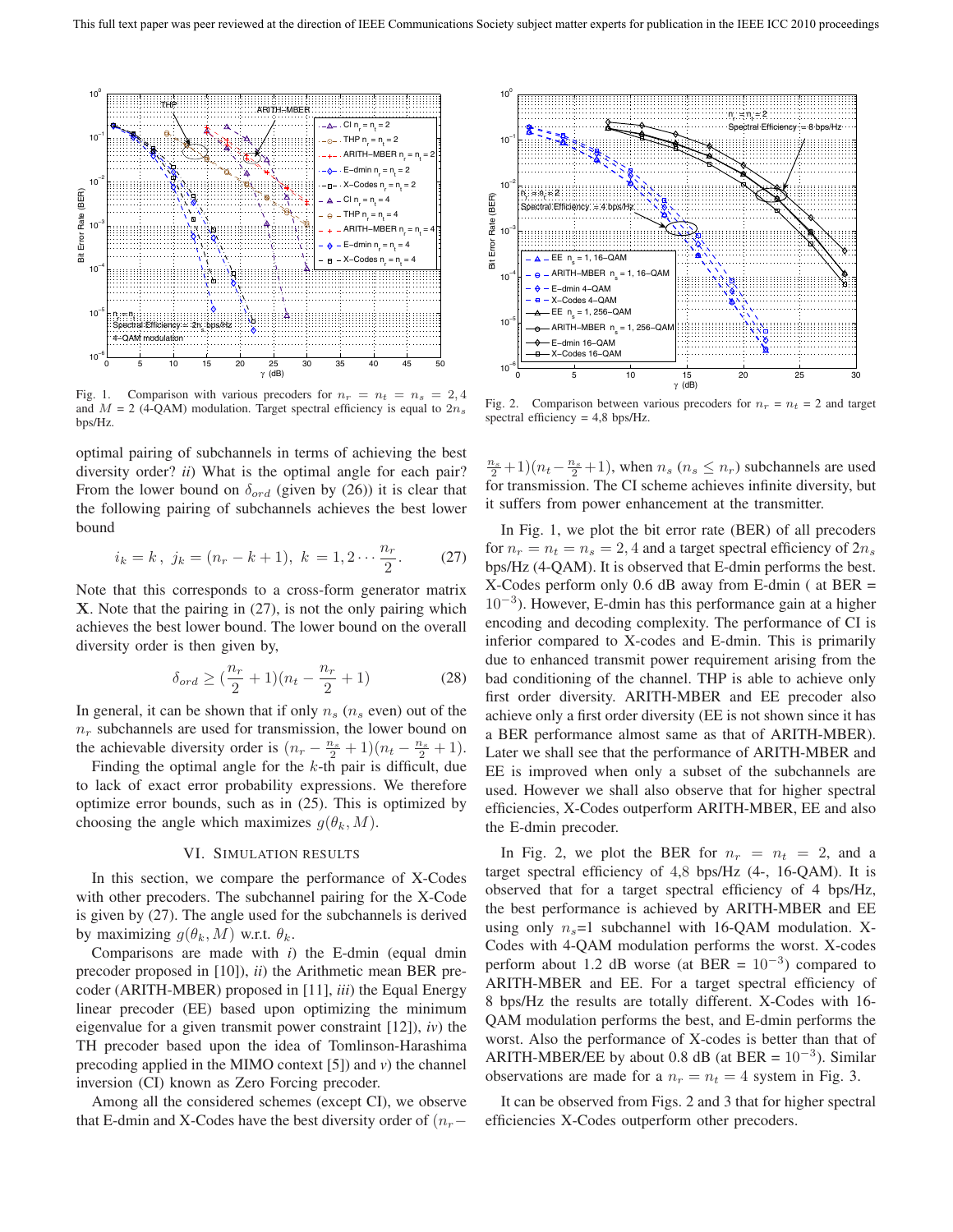Fig. 1. Comparison with various precoders for $n_r = n_t = n_s = 2, 4$ and $M = 2$ (4-QAM) modulation. Target spectral efficiency is equal to $2n_s$ bps/Hz.

Fig. 2. Comparison between various precoders for $n_r = n_t = 2$ and target spectral efficiency = 4,8 bps/Hz.

optimal pairing of subchannels in terms of achieving the best diversity order? *ii*) What is the optimal angle for each pair? From the lower bound on $\delta_{ord}$ (given by (26)) it is clear that the following pairing of subchannels achieves the best lower bound

$$i_k = k\,,\ j_k = (n_r - k + 1),\ k\ = 1, 2 \cdots \frac{n_r}{2}. \tag{27}$$

Note that this corresponds to a cross-form generator matrix $\mathbf{X}$. Note that the pairing in (27), is not the only pairing which achieves the best lower bound. The lower bound on the overall diversity order is then given by,

$$\delta_{ord} \geq (\frac{n_r}{2} + 1)(n_t - \frac{n_r}{2} + 1) \tag{28}$$

In general, it can be shown that if only $n_s$ ($n_s$ even) out of the $n_r$ subchannels are used for transmission, the lower bound on the achievable diversity order is $(n_r - \frac{n_s}{2} + 1)(n_t - \frac{n_s}{2} + 1)$.

Finding the optimal angle for the $k$-th pair is difficult, due to lack of exact error probability expressions. We therefore optimize error bounds, such as in (25). This is optimized by choosing the angle which maximizes $g(\theta_k, M)$.

## VI. Simulation Results

In this section, we compare the performance of X-Codes with other precoders. The subchannel pairing for the X-Code is given by (27). The angle used for the subchannels is derived by maximizing $g(\theta_k, M)$ w.r.t. $\theta_k$.

Comparisons are made with *i*) the E-dmin (equal dmin precoder proposed in [10]), *ii*) the Arithmetic mean BER precoder (ARITH-MBER) proposed in [11], *iii*) the Equal Energy linear precoder (EE) based upon optimizing the minimum eigenvalue for a given transmit power constraint [12]), *iv*) the TH precoder based upon the idea of Tomlinson-Harashima precoding applied in the MIMO context [5]) and *v*) the channel inversion (CI) known as Zero Forcing precoder.

Among all the considered schemes (except CI), we observe that E-dmin and X-Codes have the best diversity order of $(n_r - \frac{n_s}{2} + 1)(n_t - \frac{n_s}{2} + 1)$, when $n_s$ ($n_s \leq n_r$) subchannels are used for transmission. The CI scheme achieves infinite diversity, but it suffers from power enhancement at the transmitter.

In Fig. 1, we plot the bit error rate (BER) of all precoders for $n_r = n_t = n_s = 2, 4$ and a target spectral efficiency of $2n_s$ bps/Hz (4-QAM). It is observed that E-dmin performs the best. X-Codes perform only 0.6 dB away from E-dmin ( at BER = $10^{-3}$). However, E-dmin has this performance gain at a higher encoding and decoding complexity. The performance of CI is inferior compared to X-codes and E-dmin. This is primarily due to enhanced transmit power requirement arising from the bad conditioning of the channel. THP is able to achieve only first order diversity. ARITH-MBER and EE precoder also achieve only a first order diversity (EE is not shown since it has a BER performance almost same as that of ARITH-MBER). Later we shall see that the performance of ARITH-MBER and EE is improved when only a subset of the subchannels are used. However we shall also observe that for higher spectral efficiencies, X-Codes outperform ARITH-MBER, EE and also the E-dmin precoder.

In Fig. 2, we plot the BER for $n_r = n_t = 2$, and a target spectral efficiency of 4,8 bps/Hz (4-, 16-QAM). It is observed that for a target spectral efficiency of 4 bps/Hz, the best performance is achieved by ARITH-MBER and EE using only $n_s$=1 subchannel with 16-QAM modulation. X-Codes with 4-QAM modulation performs the worst. X-codes perform about 1.2 dB worse (at BER = $10^{-3}$) compared to ARITH-MBER and EE. For a target spectral efficiency of 8 bps/Hz the results are totally different. X-Codes with 16-QAM modulation performs the best, and E-dmin performs the worst. Also the performance of X-codes is better than that of ARITH-MBER/EE by about 0.8 dB (at BER = $10^{-3}$). Similar observations are made for a $n_r = n_t = 4$ system in Fig. 3.

It can be observed from Figs. 2 and 3 that for higher spectral efficiencies X-Codes outperform other precoders.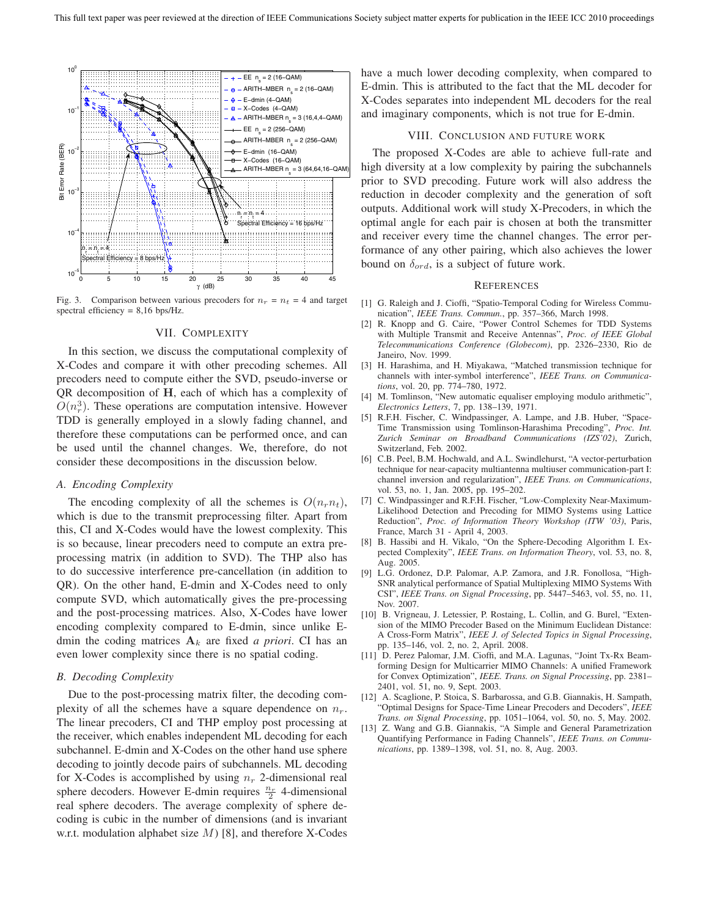10^0

10^-1

10^-2

10^-3

10^-4

10^-5

0 5 10 15 20 25 30 35 40 45

γ (dB)

Bit Error Rate (BER)

EE n_s = 2 (16–QAM)

ARITH–MBER n_s = 2 (16–QAM)

E–dmin (4–QAM)

X–Codes (4–QAM)

ARITH–MBER n_s = 3 (16,4,4–QAM)

EE n_s = 2 (256–QAM)

ARITH–MBER n_s = 2 (256–QAM)

E–dmin (16–QAM)

X–Codes (16–QAM)

ARITH–MBER n_s = 3 (64,64,16–QAM)

n_r = n_t = 4

Spectral Efficiency = 16 bps/Hz

n_r = n_t = 4

Spectral Efficiency = 8 bps/Hz

Fig. 3. Comparison between various precoders for $n_r = n_t = 4$ and target spectral efficiency = 8,16 bps/Hz.

## VII. Complexity

In this section, we discuss the computational complexity of X-Codes and compare it with other precoding schemes. All precoders need to compute either the SVD, pseudo-inverse or QR decomposition of $\mathbf{H}$, each of which has a complexity of $O(n_r^3)$. These operations are computation intensive. However TDD is generally employed in a slowly fading channel, and therefore these computations can be performed once, and can be used until the channel changes. We, therefore, do not consider these decompositions in the discussion below.

### A. Encoding Complexity

The encoding complexity of all the schemes is $O(n_r n_t)$, which is due to the transmit preprocessing filter. Apart from this, CI and X-Codes would have the lowest complexity. This is so because, linear precoders need to compute an extra preprocessing matrix (in addition to SVD). The THP also has to do successive interference pre-cancellation (in addition to QR). On the other hand, E-dmin and X-Codes need to only compute SVD, which automatically gives the pre-processing and the post-processing matrices. Also, X-Codes have lower encoding complexity compared to E-dmin, since unlike E-dmin the coding matrices $\mathbf{A}_k$ are fixed *a priori*. CI has an even lower complexity since there is no spatial coding.

### B. Decoding Complexity

Due to the post-processing matrix filter, the decoding complexity of all the schemes have a square dependence on $n_r$. The linear precoders, CI and THP employ post processing at the receiver, which enables independent ML decoding for each subchannel. E-dmin and X-Codes on the other hand use sphere decoding to jointly decode pairs of subchannels. ML decoding for X-Codes is accomplished by using $n_r$ 2-dimensional real sphere decoders. However E-dmin requires $\frac{n_r}{2}$ 4-dimensional real sphere decoders. The average complexity of sphere decoding is cubic in the number of dimensions (and is invariant w.r.t. modulation alphabet size $M$) [8], and therefore X-Codes have a much lower decoding complexity, when compared to E-dmin. This is attributed to the fact that the ML decoder for X-Codes separates into independent ML decoders for the real and imaginary components, which is not true for E-dmin.

## VIII. Conclusion and Future Work

The proposed X-Codes are able to achieve full-rate and high diversity at a low complexity by pairing the subchannels prior to SVD precoding. Future work will also address the reduction in decoder complexity and the generation of soft outputs. Additional work will study X-Precoders, in which the optimal angle for each pair is chosen at both the transmitter and receiver every time the channel changes. The error performance of any other pairing, which also achieves the lower bound on $\delta_{ord}$, is a subject of future work.

## References

[1] G. Raleigh and J. Cioffi, "Spatio-Temporal Coding for Wireless Communication", *IEEE Trans. Commun.*, pp. 357–366, March 1998.

[2] R. Knopp and G. Caire, "Power Control Schemes for TDD Systems with Multiple Transmit and Receive Antennas", *Proc. of IEEE Global Telecommunications Conference (Globecom)*, pp. 2326–2330, Rio de Janeiro, Nov. 1999.

[3] H. Harashima, and H. Miyakawa, "Matched transmission technique for channels with inter-symbol interference", *IEEE Trans. on Communications*, vol. 20, pp. 774–780, 1972.

[4] M. Tomlinson, "New automatic equaliser employing modulo arithmetic", *Electronics Letters*, 7, pp. 138–139, 1971.

[5] R.F.H. Fischer, C. Windpassinger, A. Lampe, and J.B. Huber, "Space-Time Transmission using Tomlinson-Harashima Precoding", *Proc. Int. Zurich Seminar on Broadband Communications (IZS'02)*, Zurich, Switzerland, Feb. 2002.

[6] C.B. Peel, B.M. Hochwald, and A.L. Swindlehurst, "A vector-perturbation technique for near-capacity multiantenna multiuser communication-part I: channel inversion and regularization", *IEEE Trans. on Communications*, vol. 53, no. 1, Jan. 2005, pp. 195–202.

[7] C. Windpassinger and R.F.H. Fischer, "Low-Complexity Near-Maximum-Likelihood Detection and Precoding for MIMO Systems using Lattice Reduction", *Proc. of Information Theory Workshop (ITW '03)*, Paris, France, March 31 - April 4, 2003.

[8] B. Hassibi and H. Vikalo, "On the Sphere-Decoding Algorithm I. Expected Complexity", *IEEE Trans. on Information Theory*, vol. 53, no. 8, Aug. 2005.

[9] L.G. Ordonez, D.P. Palomar, A.P. Zamora, and J.R. Fonollosa, "High-SNR analytical performance of Spatial Multiplexing MIMO Systems With CSI", *IEEE Trans. on Signal Processing*, pp. 5447–5463, vol. 55, no. 11, Nov. 2007.

[10] B. Vrigneau, J. Letessier, P. Rostaing, L. Collin, and G. Burel, "Extension of the MIMO Precoder Based on the Minimum Euclidean Distance: A Cross-Form Matrix", *IEEE J. of Selected Topics in Signal Processing*, pp. 135–146, vol. 2, no. 2, April. 2008.

[11] D. Perez Palomar, J.M. Cioffi, and M.A. Lagunas, "Joint Tx-Rx Beamforming Design for Multicarrier MIMO Channels: A unified Framework for Convex Optimization", *IEEE. Trans. on Signal Processing*, pp. 2381–2401, vol. 51, no. 9, Sept. 2003.

[12] A. Scaglione, P. Stoica, S. Barbarossa, and G.B. Giannakis, H. Sampath, "Optimal Designs for Space-Time Linear Precoders and Decoders", *IEEE Trans. on Signal Processing*, pp. 1051–1064, vol. 50, no. 5, May. 2002.

[13] Z. Wang and G.B. Giannakis, "A Simple and General Parametrization Quantifying Performance in Fading Channels", *IEEE Trans. on Communications*, pp. 1389–1398, vol. 51, no. 8, Aug. 2003.